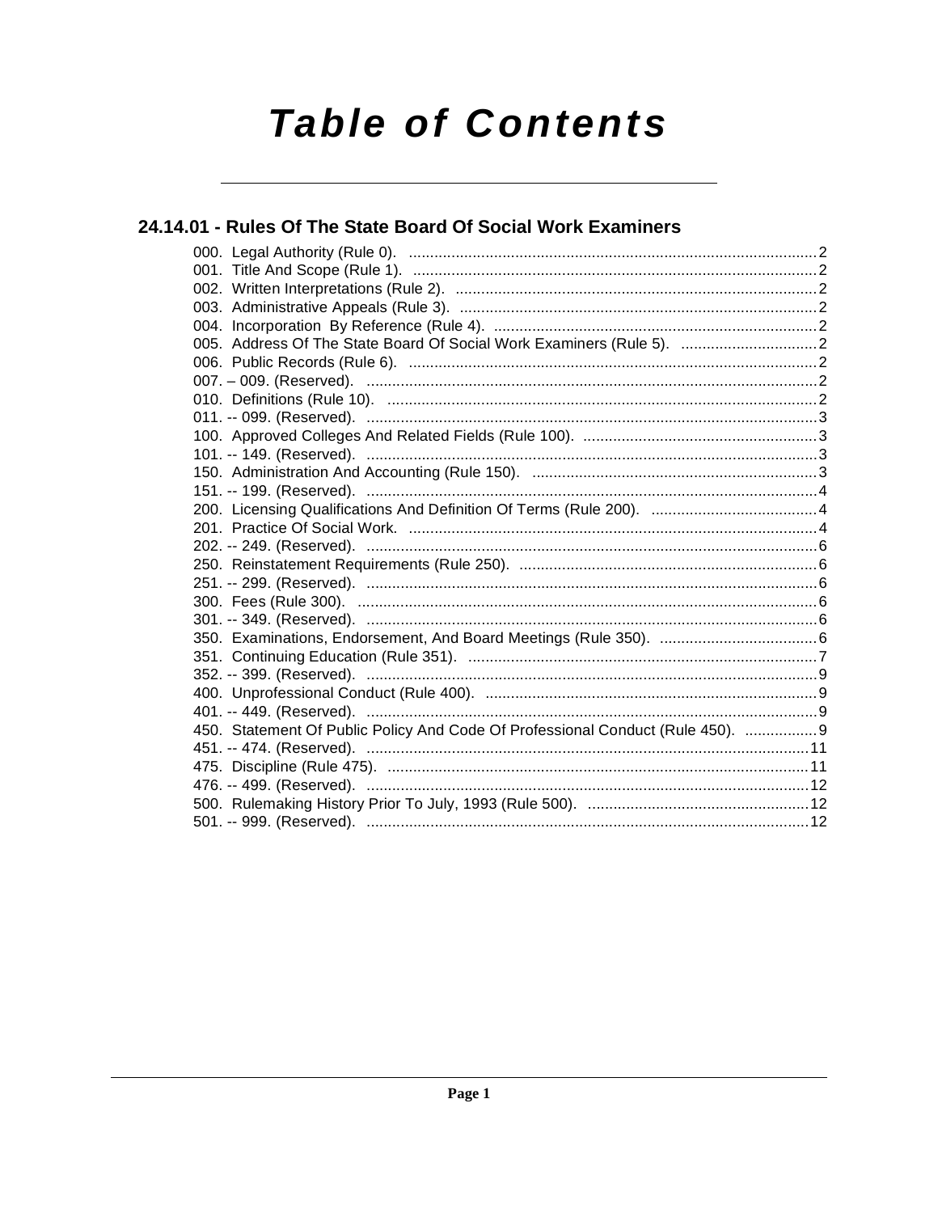# Table of Contents

## 24.14.01 - Rules Of The State Board Of Social Work Examiners

000. Legal Authority (Rule 0). ....... 2
001. Title And Scope (Rule 1). ....... 2
002. Written Interpretations (Rule 2). ....... 2
003. Administrative Appeals (Rule 3). ....... 2
004. Incorporation By Reference (Rule 4). ....... 2
005. Address Of The State Board Of Social Work Examiners (Rule 5). ....... 2
006. Public Records (Rule 6). ....... 2
007. – 009. (Reserved). ....... 2
010. Definitions (Rule 10). ....... 2
011. -- 099. (Reserved). ....... 3
100. Approved Colleges And Related Fields (Rule 100). ....... 3
101. -- 149. (Reserved). ....... 3
150. Administration And Accounting (Rule 150). ....... 3
151. -- 199. (Reserved). ....... 4
200. Licensing Qualifications And Definition Of Terms (Rule 200). ....... 4
201. Practice Of Social Work. ....... 4
202. -- 249. (Reserved). ....... 6
250. Reinstatement Requirements (Rule 250). ....... 6
251. -- 299. (Reserved). ....... 6
300. Fees (Rule 300). ....... 6
301. -- 349. (Reserved). ....... 6
350. Examinations, Endorsement, And Board Meetings (Rule 350). ....... 6
351. Continuing Education (Rule 351). ....... 7
352. -- 399. (Reserved). ....... 9
400. Unprofessional Conduct (Rule 400). ....... 9
401. -- 449. (Reserved). ....... 9
450. Statement Of Public Policy And Code Of Professional Conduct (Rule 450). ....... 9
451. -- 474. (Reserved). ....... 11
475. Discipline (Rule 475). ....... 11
476. -- 499. (Reserved). ....... 12
500. Rulemaking History Prior To July, 1993 (Rule 500). ....... 12
501. -- 999. (Reserved). ....... 12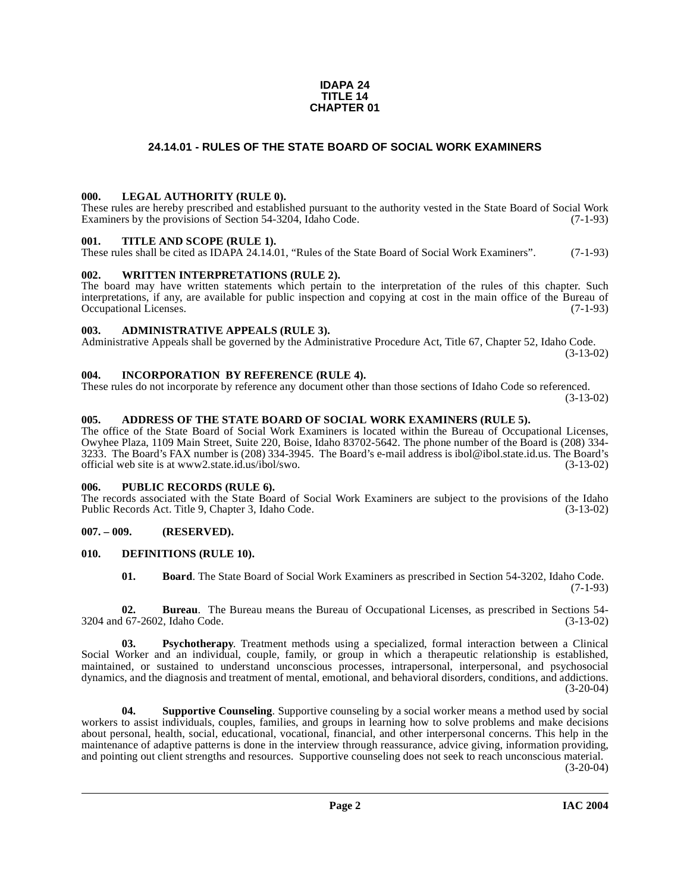**IDAPA 24**
**TITLE 14**
**CHAPTER 01**

# 24.14.01 - RULES OF THE STATE BOARD OF SOCIAL WORK EXAMINERS

### 000. LEGAL AUTHORITY (RULE 0).

These rules are hereby prescribed and established pursuant to the authority vested in the State Board of Social Work Examiners by the provisions of Section 54-3204, Idaho Code. (7-1-93)

### 001. TITLE AND SCOPE (RULE 1).

These rules shall be cited as IDAPA 24.14.01, "Rules of the State Board of Social Work Examiners". (7-1-93)

### 002. WRITTEN INTERPRETATIONS (RULE 2).

The board may have written statements which pertain to the interpretation of the rules of this chapter. Such interpretations, if any, are available for public inspection and copying at cost in the main office of the Bureau of Occupational Licenses. (7-1-93)

### 003. ADMINISTRATIVE APPEALS (RULE 3).

Administrative Appeals shall be governed by the Administrative Procedure Act, Title 67, Chapter 52, Idaho Code. (3-13-02)

### 004. INCORPORATION BY REFERENCE (RULE 4).

These rules do not incorporate by reference any document other than those sections of Idaho Code so referenced. (3-13-02)

### 005. ADDRESS OF THE STATE BOARD OF SOCIAL WORK EXAMINERS (RULE 5).

The office of the State Board of Social Work Examiners is located within the Bureau of Occupational Licenses, Owyhee Plaza, 1109 Main Street, Suite 220, Boise, Idaho 83702-5642. The phone number of the Board is (208) 334-3233. The Board's FAX number is (208) 334-3945. The Board's e-mail address is ibol@ibol.state.id.us. The Board's official web site is at www2.state.id.us/ibol/swo. (3-13-02)

### 006. PUBLIC RECORDS (RULE 6).

The records associated with the State Board of Social Work Examiners are subject to the provisions of the Idaho Public Records Act. Title 9, Chapter 3, Idaho Code. (3-13-02)

### 007. – 009. (RESERVED).

### 010. DEFINITIONS (RULE 10).

**01. Board**. The State Board of Social Work Examiners as prescribed in Section 54-3202, Idaho Code. (7-1-93)

**02. Bureau**. The Bureau means the Bureau of Occupational Licenses, as prescribed in Sections 54-3204 and 67-2602, Idaho Code. (3-13-02)

**03. Psychotherapy**. Treatment methods using a specialized, formal interaction between a Clinical Social Worker and an individual, couple, family, or group in which a therapeutic relationship is established, maintained, or sustained to understand unconscious processes, intrapersonal, interpersonal, and psychosocial dynamics, and the diagnosis and treatment of mental, emotional, and behavioral disorders, conditions, and addictions. (3-20-04)

**04. Supportive Counseling**. Supportive counseling by a social worker means a method used by social workers to assist individuals, couples, families, and groups in learning how to solve problems and make decisions about personal, health, social, educational, vocational, financial, and other interpersonal concerns. This help in the maintenance of adaptive patterns is done in the interview through reassurance, advice giving, information providing, and pointing out client strengths and resources. Supportive counseling does not seek to reach unconscious material. (3-20-04)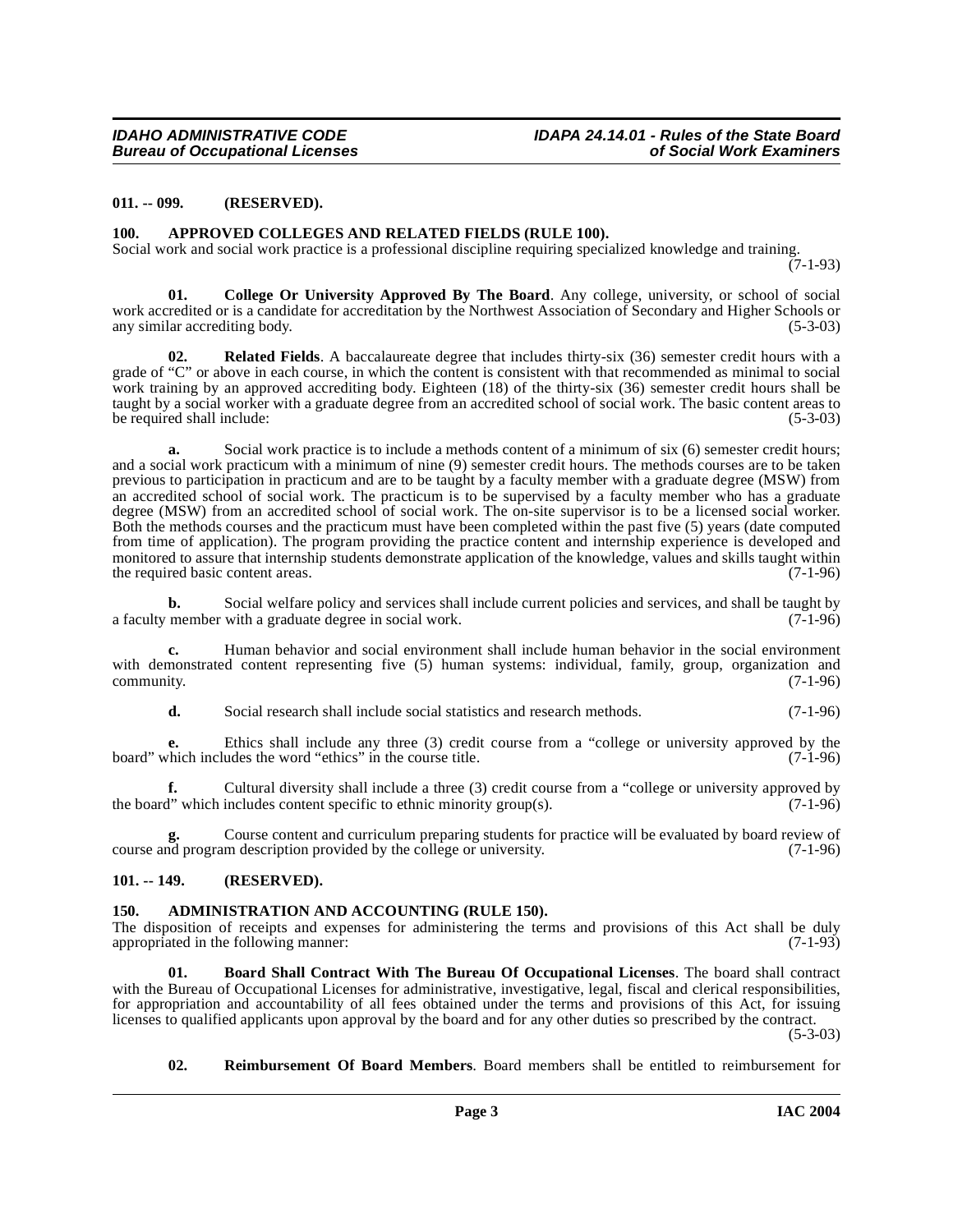### 011. -- 099. (RESERVED).

### 100. APPROVED COLLEGES AND RELATED FIELDS (RULE 100).

Social work and social work practice is a professional discipline requiring specialized knowledge and training. (7-1-93)

**01. College Or University Approved By The Board**. Any college, university, or school of social work accredited or is a candidate for accreditation by the Northwest Association of Secondary and Higher Schools or any similar accrediting body. (5-3-03)

**02. Related Fields**. A baccalaureate degree that includes thirty-six (36) semester credit hours with a grade of "C" or above in each course, in which the content is consistent with that recommended as minimal to social work training by an approved accrediting body. Eighteen (18) of the thirty-six (36) semester credit hours shall be taught by a social worker with a graduate degree from an accredited school of social work. The basic content areas to be required shall include: (5-3-03)

**a.** Social work practice is to include a methods content of a minimum of six (6) semester credit hours; and a social work practicum with a minimum of nine (9) semester credit hours. The methods courses are to be taken previous to participation in practicum and are to be taught by a faculty member with a graduate degree (MSW) from an accredited school of social work. The practicum is to be supervised by a faculty member who has a graduate degree (MSW) from an accredited school of social work. The on-site supervisor is to be a licensed social worker. Both the methods courses and the practicum must have been completed within the past five (5) years (date computed from time of application). The program providing the practice content and internship experience is developed and monitored to assure that internship students demonstrate application of the knowledge, values and skills taught within the required basic content areas. (7-1-96)

**b.** Social welfare policy and services shall include current policies and services, and shall be taught by a faculty member with a graduate degree in social work. (7-1-96)

**c.** Human behavior and social environment shall include human behavior in the social environment with demonstrated content representing five (5) human systems: individual, family, group, organization and community. (7-1-96)

**d.** Social research shall include social statistics and research methods. (7-1-96)

**e.** Ethics shall include any three (3) credit course from a "college or university approved by the board" which includes the word "ethics" in the course title. (7-1-96)

**f.** Cultural diversity shall include a three (3) credit course from a "college or university approved by the board" which includes content specific to ethnic minority group(s). (7-1-96)

**g.** Course content and curriculum preparing students for practice will be evaluated by board review of course and program description provided by the college or university. (7-1-96)

### 101. -- 149. (RESERVED).

### 150. ADMINISTRATION AND ACCOUNTING (RULE 150).

The disposition of receipts and expenses for administering the terms and provisions of this Act shall be duly appropriated in the following manner: (7-1-93)

**01. Board Shall Contract With The Bureau Of Occupational Licenses**. The board shall contract with the Bureau of Occupational Licenses for administrative, investigative, legal, fiscal and clerical responsibilities, for appropriation and accountability of all fees obtained under the terms and provisions of this Act, for issuing licenses to qualified applicants upon approval by the board and for any other duties so prescribed by the contract. (5-3-03)

**02. Reimbursement Of Board Members**. Board members shall be entitled to reimbursement for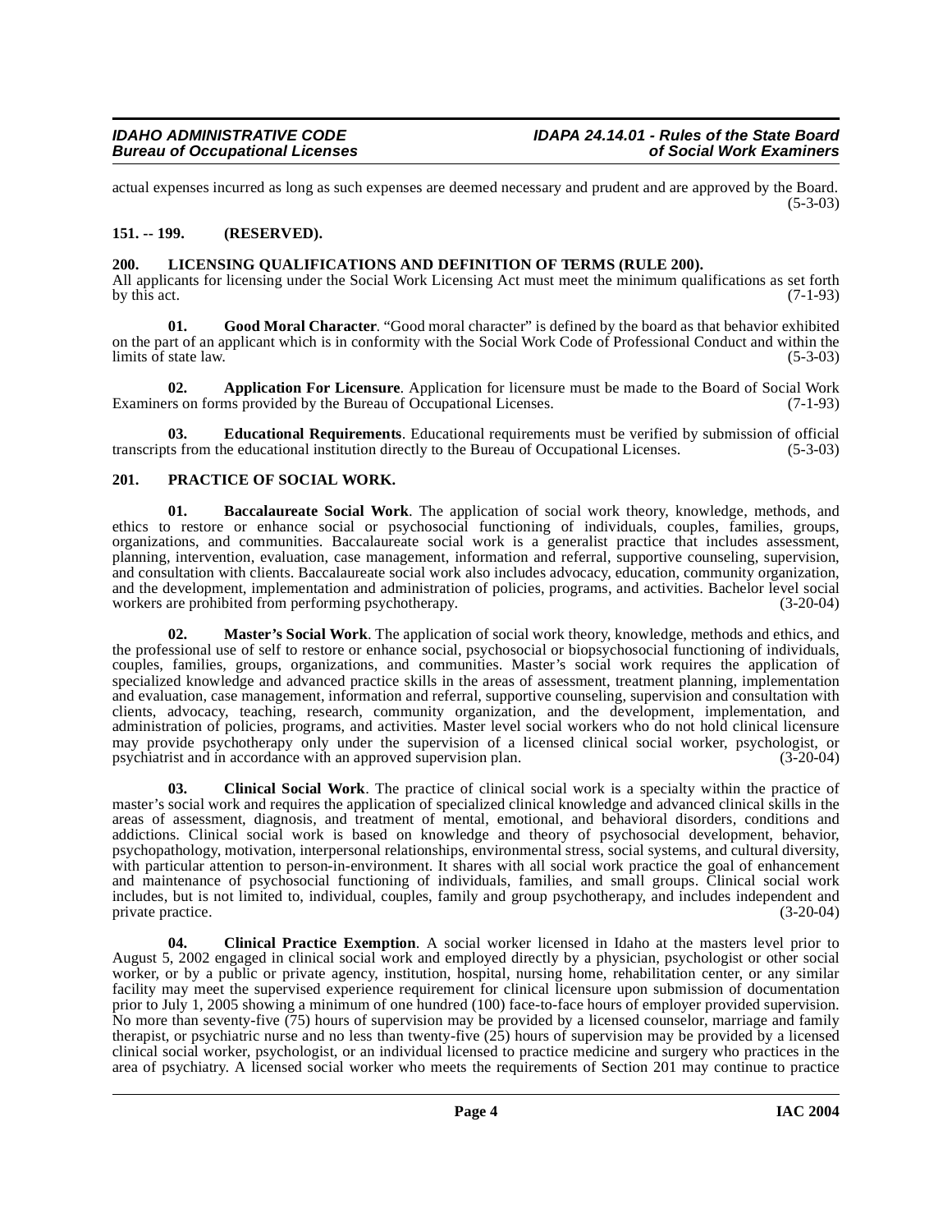actual expenses incurred as long as such expenses are deemed necessary and prudent and are approved by the Board. (5-3-03)

## 151. -- 199. (RESERVED).

## 200. LICENSING QUALIFICATIONS AND DEFINITION OF TERMS (RULE 200).

All applicants for licensing under the Social Work Licensing Act must meet the minimum qualifications as set forth by this act. (7-1-93)

**01. Good Moral Character**. "Good moral character" is defined by the board as that behavior exhibited on the part of an applicant which is in conformity with the Social Work Code of Professional Conduct and within the limits of state law. (5-3-03)

**02. Application For Licensure**. Application for licensure must be made to the Board of Social Work Examiners on forms provided by the Bureau of Occupational Licenses. (7-1-93)

**03. Educational Requirements**. Educational requirements must be verified by submission of official transcripts from the educational institution directly to the Bureau of Occupational Licenses. (5-3-03)

## 201. PRACTICE OF SOCIAL WORK.

**01. Baccalaureate Social Work**. The application of social work theory, knowledge, methods, and ethics to restore or enhance social or psychosocial functioning of individuals, couples, families, groups, organizations, and communities. Baccalaureate social work is a generalist practice that includes assessment, planning, intervention, evaluation, case management, information and referral, supportive counseling, supervision, and consultation with clients. Baccalaureate social work also includes advocacy, education, community organization, and the development, implementation and administration of policies, programs, and activities. Bachelor level social workers are prohibited from performing psychotherapy. (3-20-04)

**02. Master's Social Work**. The application of social work theory, knowledge, methods and ethics, and the professional use of self to restore or enhance social, psychosocial or biopsychosocial functioning of individuals, couples, families, groups, organizations, and communities. Master's social work requires the application of specialized knowledge and advanced practice skills in the areas of assessment, treatment planning, implementation and evaluation, case management, information and referral, supportive counseling, supervision and consultation with clients, advocacy, teaching, research, community organization, and the development, implementation, and administration of policies, programs, and activities. Master level social workers who do not hold clinical licensure may provide psychotherapy only under the supervision of a licensed clinical social worker, psychologist, or psychiatrist and in accordance with an approved supervision plan. (3-20-04)

**03. Clinical Social Work**. The practice of clinical social work is a specialty within the practice of master's social work and requires the application of specialized clinical knowledge and advanced clinical skills in the areas of assessment, diagnosis, and treatment of mental, emotional, and behavioral disorders, conditions and addictions. Clinical social work is based on knowledge and theory of psychosocial development, behavior, psychopathology, motivation, interpersonal relationships, environmental stress, social systems, and cultural diversity, with particular attention to person-in-environment. It shares with all social work practice the goal of enhancement and maintenance of psychosocial functioning of individuals, families, and small groups. Clinical social work includes, but is not limited to, individual, couples, family and group psychotherapy, and includes independent and private practice. (3-20-04)

**04. Clinical Practice Exemption**. A social worker licensed in Idaho at the masters level prior to August 5, 2002 engaged in clinical social work and employed directly by a physician, psychologist or other social worker, or by a public or private agency, institution, hospital, nursing home, rehabilitation center, or any similar facility may meet the supervised experience requirement for clinical licensure upon submission of documentation prior to July 1, 2005 showing a minimum of one hundred (100) face-to-face hours of employer provided supervision. No more than seventy-five (75) hours of supervision may be provided by a licensed counselor, marriage and family therapist, or psychiatric nurse and no less than twenty-five (25) hours of supervision may be provided by a licensed clinical social worker, psychologist, or an individual licensed to practice medicine and surgery who practices in the area of psychiatry. A licensed social worker who meets the requirements of Section 201 may continue to practice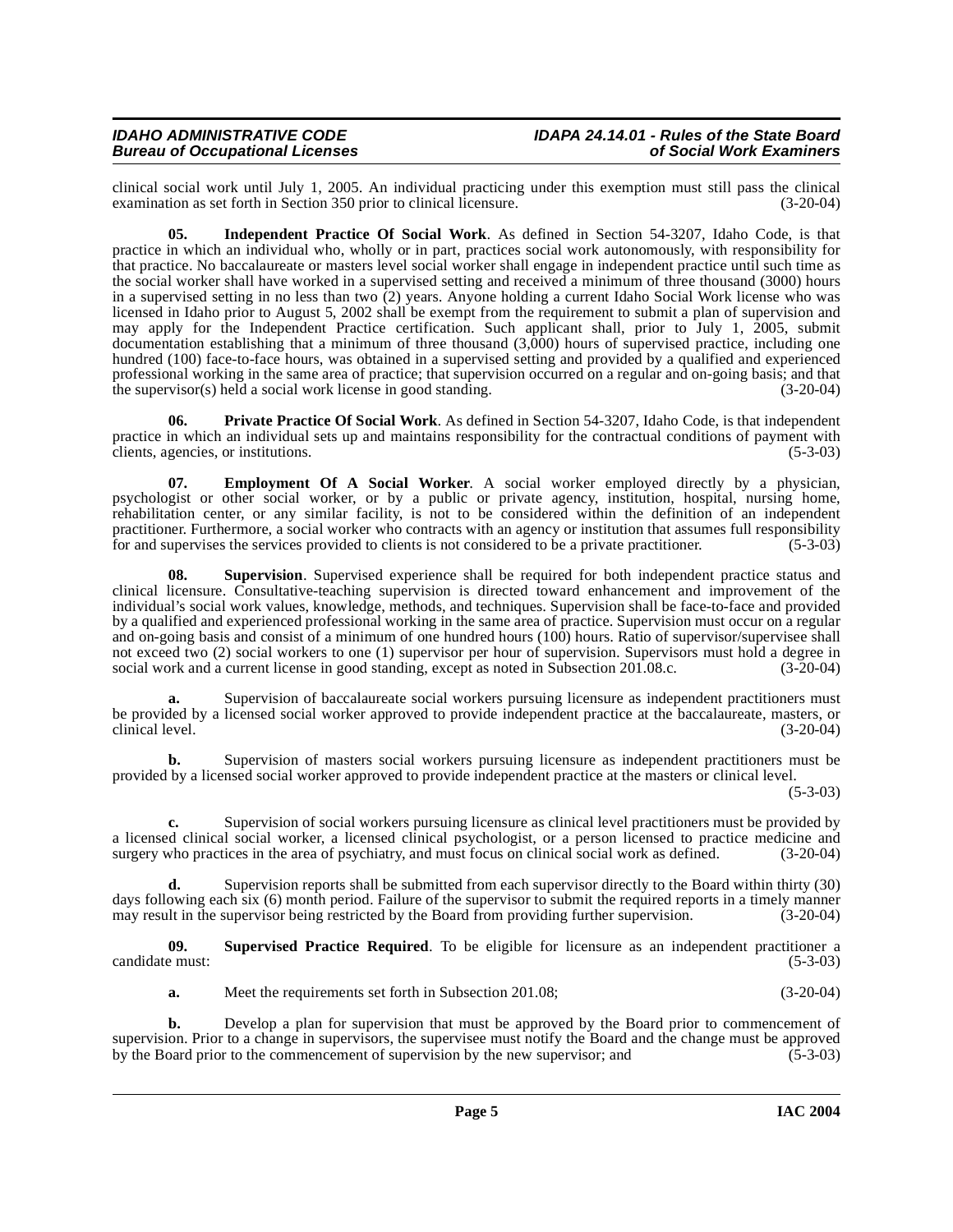clinical social work until July 1, 2005. An individual practicing under this exemption must still pass the clinical examination as set forth in Section 350 prior to clinical licensure. (3-20-04)

**05. Independent Practice Of Social Work**. As defined in Section 54-3207, Idaho Code, is that practice in which an individual who, wholly or in part, practices social work autonomously, with responsibility for that practice. No baccalaureate or masters level social worker shall engage in independent practice until such time as the social worker shall have worked in a supervised setting and received a minimum of three thousand (3000) hours in a supervised setting in no less than two (2) years. Anyone holding a current Idaho Social Work license who was licensed in Idaho prior to August 5, 2002 shall be exempt from the requirement to submit a plan of supervision and may apply for the Independent Practice certification. Such applicant shall, prior to July 1, 2005, submit documentation establishing that a minimum of three thousand (3,000) hours of supervised practice, including one hundred (100) face-to-face hours, was obtained in a supervised setting and provided by a qualified and experienced professional working in the same area of practice; that supervision occurred on a regular and on-going basis; and that the supervisor(s) held a social work license in good standing. (3-20-04)

**06. Private Practice Of Social Work**. As defined in Section 54-3207, Idaho Code, is that independent practice in which an individual sets up and maintains responsibility for the contractual conditions of payment with clients, agencies, or institutions. (5-3-03)

**07. Employment Of A Social Worker**. A social worker employed directly by a physician, psychologist or other social worker, or by a public or private agency, institution, hospital, nursing home, rehabilitation center, or any similar facility, is not to be considered within the definition of an independent practitioner. Furthermore, a social worker who contracts with an agency or institution that assumes full responsibility for and supervises the services provided to clients is not considered to be a private practitioner. (5-3-03)

**08. Supervision**. Supervised experience shall be required for both independent practice status and clinical licensure. Consultative-teaching supervision is directed toward enhancement and improvement of the individual's social work values, knowledge, methods, and techniques. Supervision shall be face-to-face and provided by a qualified and experienced professional working in the same area of practice. Supervision must occur on a regular and on-going basis and consist of a minimum of one hundred hours (100) hours. Ratio of supervisor/supervisee shall not exceed two (2) social workers to one (1) supervisor per hour of supervision. Supervisors must hold a degree in social work and a current license in good standing, except as noted in Subsection 201.08.c. (3-20-04)

**a.** Supervision of baccalaureate social workers pursuing licensure as independent practitioners must be provided by a licensed social worker approved to provide independent practice at the baccalaureate, masters, or clinical level. (3-20-04)

**b.** Supervision of masters social workers pursuing licensure as independent practitioners must be provided by a licensed social worker approved to provide independent practice at the masters or clinical level. (5-3-03)

**c.** Supervision of social workers pursuing licensure as clinical level practitioners must be provided by a licensed clinical social worker, a licensed clinical psychologist, or a person licensed to practice medicine and surgery who practices in the area of psychiatry, and must focus on clinical social work as defined. (3-20-04)

**d.** Supervision reports shall be submitted from each supervisor directly to the Board within thirty (30) days following each six (6) month period. Failure of the supervisor to submit the required reports in a timely manner may result in the supervisor being restricted by the Board from providing further supervision. (3-20-04)

**09. Supervised Practice Required**. To be eligible for licensure as an independent practitioner a candidate must: (5-3-03)

**a.** Meet the requirements set forth in Subsection 201.08; (3-20-04)

**b.** Develop a plan for supervision that must be approved by the Board prior to commencement of supervision. Prior to a change in supervisors, the supervisee must notify the Board and the change must be approved by the Board prior to the commencement of supervision by the new supervisor; and (5-3-03)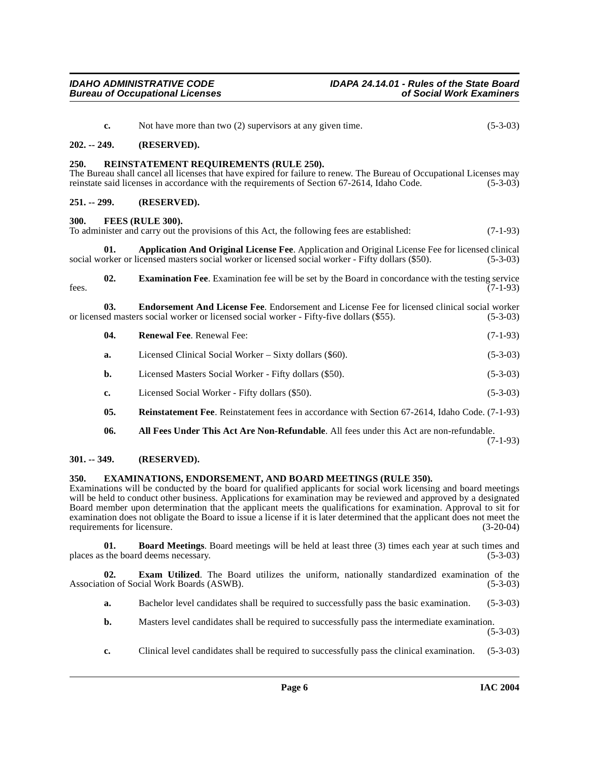**c.** Not have more than two (2) supervisors at any given time. (5-3-03)

**202. -- 249. (RESERVED).**

**250. REINSTATEMENT REQUIREMENTS (RULE 250).**

The Bureau shall cancel all licenses that have expired for failure to renew. The Bureau of Occupational Licenses may reinstate said licenses in accordance with the requirements of Section 67-2614, Idaho Code. (5-3-03)

**251. -- 299. (RESERVED).**

**300. FEES (RULE 300).**

To administer and carry out the provisions of this Act, the following fees are established: (7-1-93)

**01. Application And Original License Fee**. Application and Original License Fee for licensed clinical social worker or licensed masters social worker or licensed social worker - Fifty dollars ($50). (5-3-03)

**02. Examination Fee**. Examination fee will be set by the Board in concordance with the testing service fees. (7-1-93)

**03. Endorsement And License Fee**. Endorsement and License Fee for licensed clinical social worker or licensed masters social worker or licensed social worker - Fifty-five dollars ($55). (5-3-03)

**04. Renewal Fee**. Renewal Fee: (7-1-93)

**a.** Licensed Clinical Social Worker – Sixty dollars ($60). (5-3-03)

**b.** Licensed Masters Social Worker - Fifty dollars ($50). (5-3-03)

**c.** Licensed Social Worker - Fifty dollars ($50). (5-3-03)

**05. Reinstatement Fee**. Reinstatement fees in accordance with Section 67-2614, Idaho Code. (7-1-93)

**06. All Fees Under This Act Are Non-Refundable**. All fees under this Act are non-refundable. (7-1-93)

**301. -- 349. (RESERVED).**

**350. EXAMINATIONS, ENDORSEMENT, AND BOARD MEETINGS (RULE 350).**

Examinations will be conducted by the board for qualified applicants for social work licensing and board meetings will be held to conduct other business. Applications for examination may be reviewed and approved by a designated Board member upon determination that the applicant meets the qualifications for examination. Approval to sit for examination does not obligate the Board to issue a license if it is later determined that the applicant does not meet the requirements for licensure. (3-20-04)

**01. Board Meetings**. Board meetings will be held at least three (3) times each year at such times and places as the board deems necessary. (5-3-03)

**02. Exam Utilized**. The Board utilizes the uniform, nationally standardized examination of the Association of Social Work Boards (ASWB). (5-3-03)

**a.** Bachelor level candidates shall be required to successfully pass the basic examination. (5-3-03)

**b.** Masters level candidates shall be required to successfully pass the intermediate examination. (5-3-03)

**c.** Clinical level candidates shall be required to successfully pass the clinical examination. (5-3-03)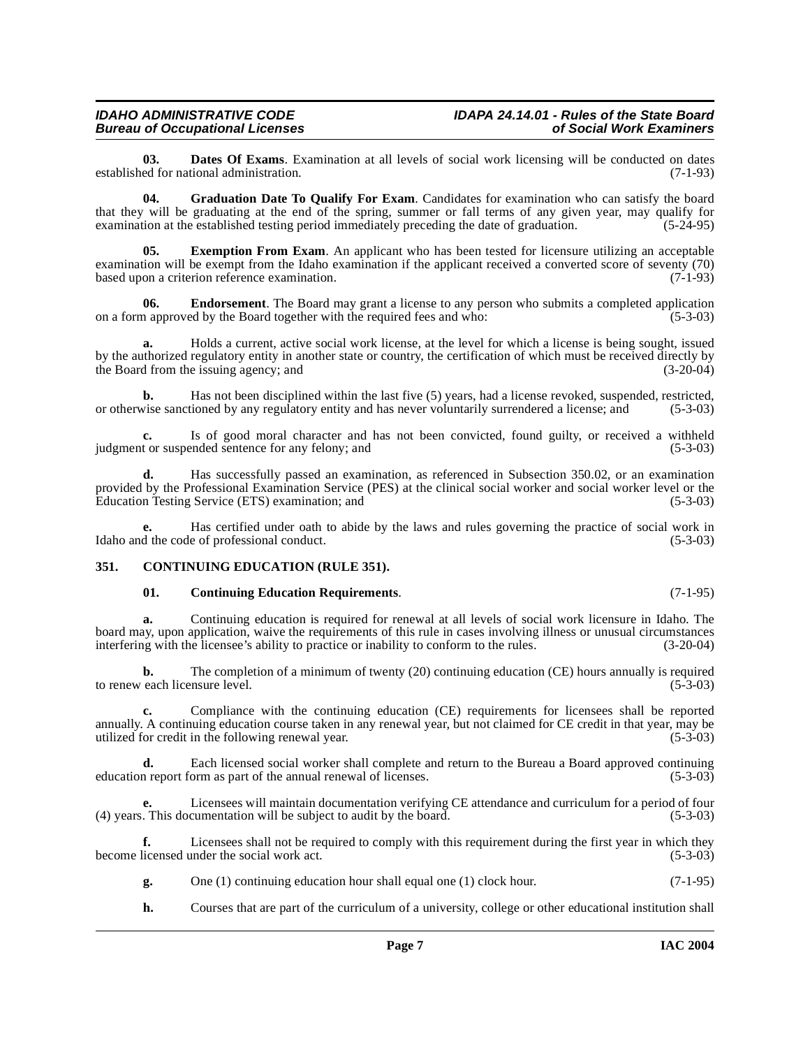**03. Dates Of Exams**. Examination at all levels of social work licensing will be conducted on dates established for national administration. (7-1-93)

**04. Graduation Date To Qualify For Exam**. Candidates for examination who can satisfy the board that they will be graduating at the end of the spring, summer or fall terms of any given year, may qualify for examination at the established testing period immediately preceding the date of graduation. (5-24-95)

**05. Exemption From Exam**. An applicant who has been tested for licensure utilizing an acceptable examination will be exempt from the Idaho examination if the applicant received a converted score of seventy (70) based upon a criterion reference examination. (7-1-93)

**06. Endorsement**. The Board may grant a license to any person who submits a completed application on a form approved by the Board together with the required fees and who: (5-3-03)

**a.** Holds a current, active social work license, at the level for which a license is being sought, issued by the authorized regulatory entity in another state or country, the certification of which must be received directly by the Board from the issuing agency; and (3-20-04)

**b.** Has not been disciplined within the last five (5) years, had a license revoked, suspended, restricted, or otherwise sanctioned by any regulatory entity and has never voluntarily surrendered a license; and (5-3-03)

**c.** Is of good moral character and has not been convicted, found guilty, or received a withheld judgment or suspended sentence for any felony; and (5-3-03)

**d.** Has successfully passed an examination, as referenced in Subsection 350.02, or an examination provided by the Professional Examination Service (PES) at the clinical social worker and social worker level or the Education Testing Service (ETS) examination; and (5-3-03)

**e.** Has certified under oath to abide by the laws and rules governing the practice of social work in Idaho and the code of professional conduct. (5-3-03)

## 351. CONTINUING EDUCATION (RULE 351).

**01. Continuing Education Requirements**. (7-1-95)

**a.** Continuing education is required for renewal at all levels of social work licensure in Idaho. The board may, upon application, waive the requirements of this rule in cases involving illness or unusual circumstances interfering with the licensee's ability to practice or inability to conform to the rules. (3-20-04)

**b.** The completion of a minimum of twenty (20) continuing education (CE) hours annually is required to renew each licensure level. (5-3-03)

**c.** Compliance with the continuing education (CE) requirements for licensees shall be reported annually. A continuing education course taken in any renewal year, but not claimed for CE credit in that year, may be utilized for credit in the following renewal year. (5-3-03)

**d.** Each licensed social worker shall complete and return to the Bureau a Board approved continuing education report form as part of the annual renewal of licenses. (5-3-03)

**e.** Licensees will maintain documentation verifying CE attendance and curriculum for a period of four (4) years. This documentation will be subject to audit by the board. (5-3-03)

**f.** Licensees shall not be required to comply with this requirement during the first year in which they become licensed under the social work act. (5-3-03)

**g.** One (1) continuing education hour shall equal one (1) clock hour. (7-1-95)

**h.** Courses that are part of the curriculum of a university, college or other educational institution shall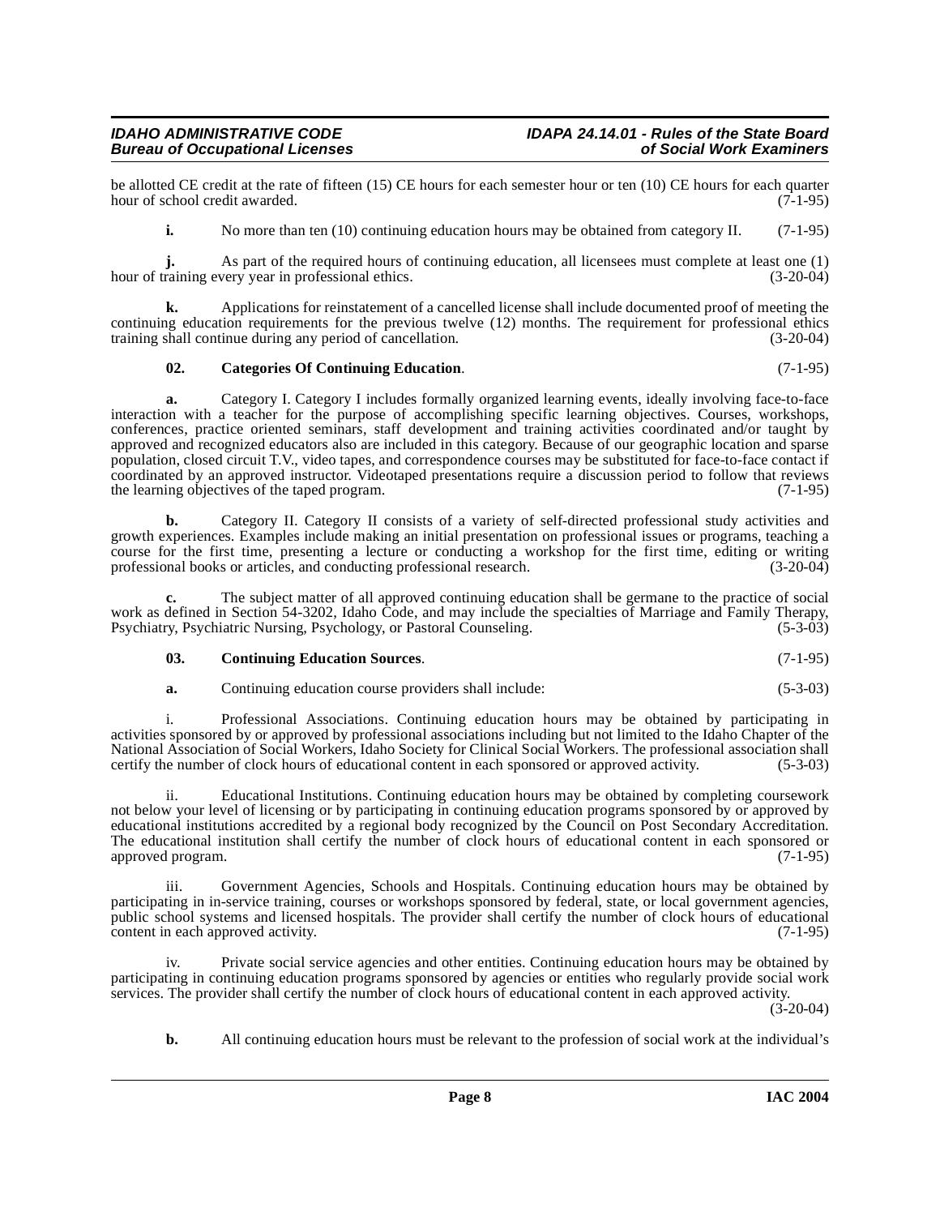be allotted CE credit at the rate of fifteen (15) CE hours for each semester hour or ten (10) CE hours for each quarter hour of school credit awarded. (7-1-95)

**i.** No more than ten (10) continuing education hours may be obtained from category II. (7-1-95)

**j.** As part of the required hours of continuing education, all licensees must complete at least one (1) hour of training every year in professional ethics. (3-20-04)

**k.** Applications for reinstatement of a cancelled license shall include documented proof of meeting the continuing education requirements for the previous twelve (12) months. The requirement for professional ethics training shall continue during any period of cancellation. (3-20-04)

**02. Categories Of Continuing Education**. (7-1-95)

**a.** Category I. Category I includes formally organized learning events, ideally involving face-to-face interaction with a teacher for the purpose of accomplishing specific learning objectives. Courses, workshops, conferences, practice oriented seminars, staff development and training activities coordinated and/or taught by approved and recognized educators also are included in this category. Because of our geographic location and sparse population, closed circuit T.V., video tapes, and correspondence courses may be substituted for face-to-face contact if coordinated by an approved instructor. Videotaped presentations require a discussion period to follow that reviews the learning objectives of the taped program. (7-1-95)

**b.** Category II. Category II consists of a variety of self-directed professional study activities and growth experiences. Examples include making an initial presentation on professional issues or programs, teaching a course for the first time, presenting a lecture or conducting a workshop for the first time, editing or writing professional books or articles, and conducting professional research. (3-20-04)

**c.** The subject matter of all approved continuing education shall be germane to the practice of social work as defined in Section 54-3202, Idaho Code, and may include the specialties of Marriage and Family Therapy, Psychiatry, Psychiatric Nursing, Psychology, or Pastoral Counseling. (5-3-03)

**03. Continuing Education Sources**. (7-1-95)

**a.** Continuing education course providers shall include: (5-3-03)

i. Professional Associations. Continuing education hours may be obtained by participating in activities sponsored by or approved by professional associations including but not limited to the Idaho Chapter of the National Association of Social Workers, Idaho Society for Clinical Social Workers. The professional association shall certify the number of clock hours of educational content in each sponsored or approved activity. (5-3-03)

ii. Educational Institutions. Continuing education hours may be obtained by completing coursework not below your level of licensing or by participating in continuing education programs sponsored by or approved by educational institutions accredited by a regional body recognized by the Council on Post Secondary Accreditation. The educational institution shall certify the number of clock hours of educational content in each sponsored or approved program. (7-1-95)

iii. Government Agencies, Schools and Hospitals. Continuing education hours may be obtained by participating in in-service training, courses or workshops sponsored by federal, state, or local government agencies, public school systems and licensed hospitals. The provider shall certify the number of clock hours of educational content in each approved activity. (7-1-95)

iv. Private social service agencies and other entities. Continuing education hours may be obtained by participating in continuing education programs sponsored by agencies or entities who regularly provide social work services. The provider shall certify the number of clock hours of educational content in each approved activity. (3-20-04)

**b.** All continuing education hours must be relevant to the profession of social work at the individual's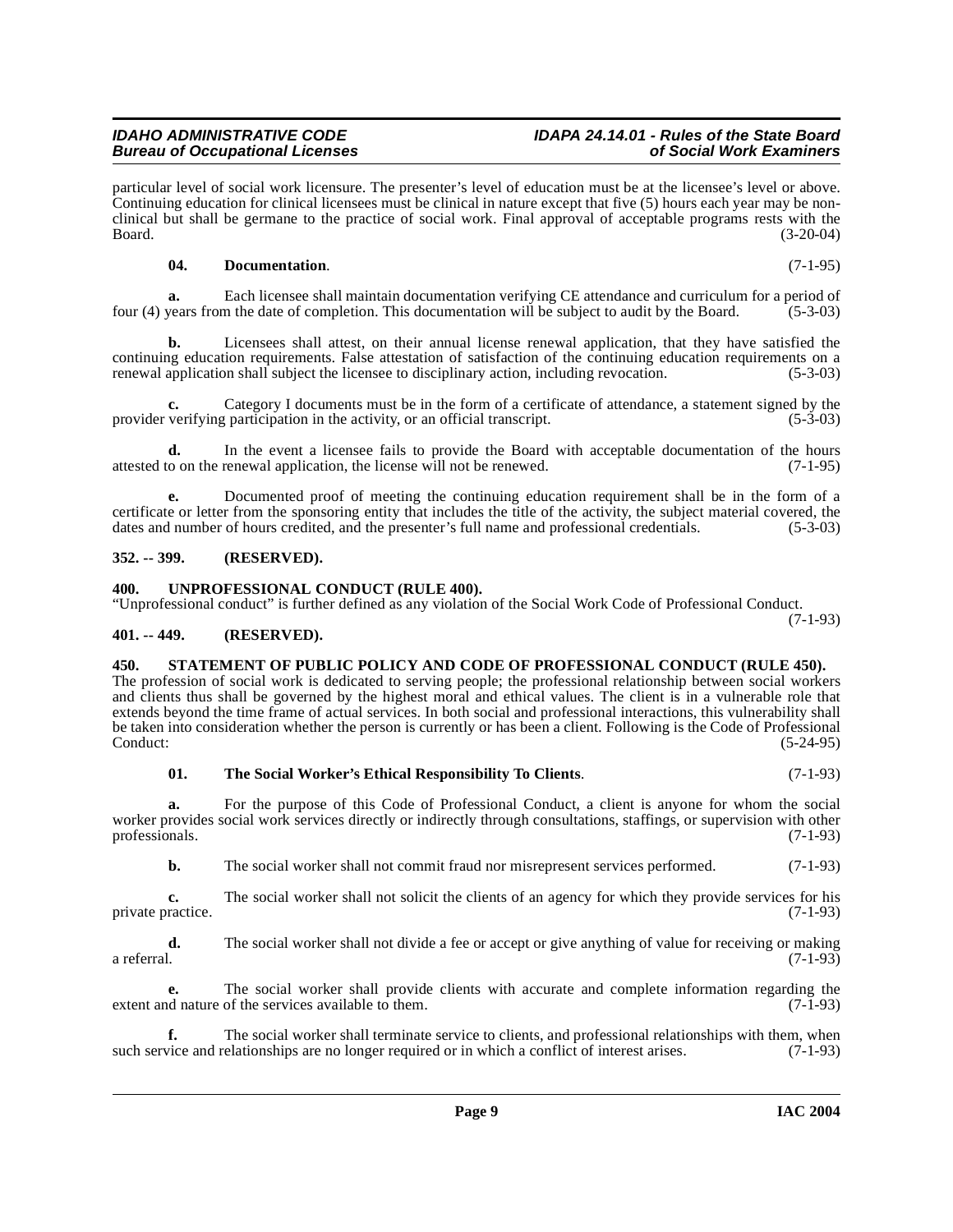particular level of social work licensure. The presenter's level of education must be at the licensee's level or above. Continuing education for clinical licensees must be clinical in nature except that five (5) hours each year may be non-clinical but shall be germane to the practice of social work. Final approval of acceptable programs rests with the Board. (3-20-04)

**04. Documentation**. (7-1-95)

**a.** Each licensee shall maintain documentation verifying CE attendance and curriculum for a period of four (4) years from the date of completion. This documentation will be subject to audit by the Board. (5-3-03)

**b.** Licensees shall attest, on their annual license renewal application, that they have satisfied the continuing education requirements. False attestation of satisfaction of the continuing education requirements on a renewal application shall subject the licensee to disciplinary action, including revocation. (5-3-03)

**c.** Category I documents must be in the form of a certificate of attendance, a statement signed by the provider verifying participation in the activity, or an official transcript. (5-3-03)

**d.** In the event a licensee fails to provide the Board with acceptable documentation of the hours attested to on the renewal application, the license will not be renewed. (7-1-95)

**e.** Documented proof of meeting the continuing education requirement shall be in the form of a certificate or letter from the sponsoring entity that includes the title of the activity, the subject material covered, the dates and number of hours credited, and the presenter's full name and professional credentials. (5-3-03)

### 352. -- 399. (RESERVED).

### 400. UNPROFESSIONAL CONDUCT (RULE 400).

"Unprofessional conduct" is further defined as any violation of the Social Work Code of Professional Conduct. (7-1-93)

### 401. -- 449. (RESERVED).

### 450. STATEMENT OF PUBLIC POLICY AND CODE OF PROFESSIONAL CONDUCT (RULE 450).

The profession of social work is dedicated to serving people; the professional relationship between social workers and clients thus shall be governed by the highest moral and ethical values. The client is in a vulnerable role that extends beyond the time frame of actual services. In both social and professional interactions, this vulnerability shall be taken into consideration whether the person is currently or has been a client. Following is the Code of Professional Conduct: (5-24-95)

**01. The Social Worker's Ethical Responsibility To Clients**. (7-1-93)

**a.** For the purpose of this Code of Professional Conduct, a client is anyone for whom the social worker provides social work services directly or indirectly through consultations, staffings, or supervision with other professionals. (7-1-93)

**b.** The social worker shall not commit fraud nor misrepresent services performed. (7-1-93)

**c.** The social worker shall not solicit the clients of an agency for which they provide services for his private practice. (7-1-93)

**d.** The social worker shall not divide a fee or accept or give anything of value for receiving or making a referral. (7-1-93)

**e.** The social worker shall provide clients with accurate and complete information regarding the extent and nature of the services available to them. (7-1-93)

**f.** The social worker shall terminate service to clients, and professional relationships with them, when such service and relationships are no longer required or in which a conflict of interest arises. (7-1-93)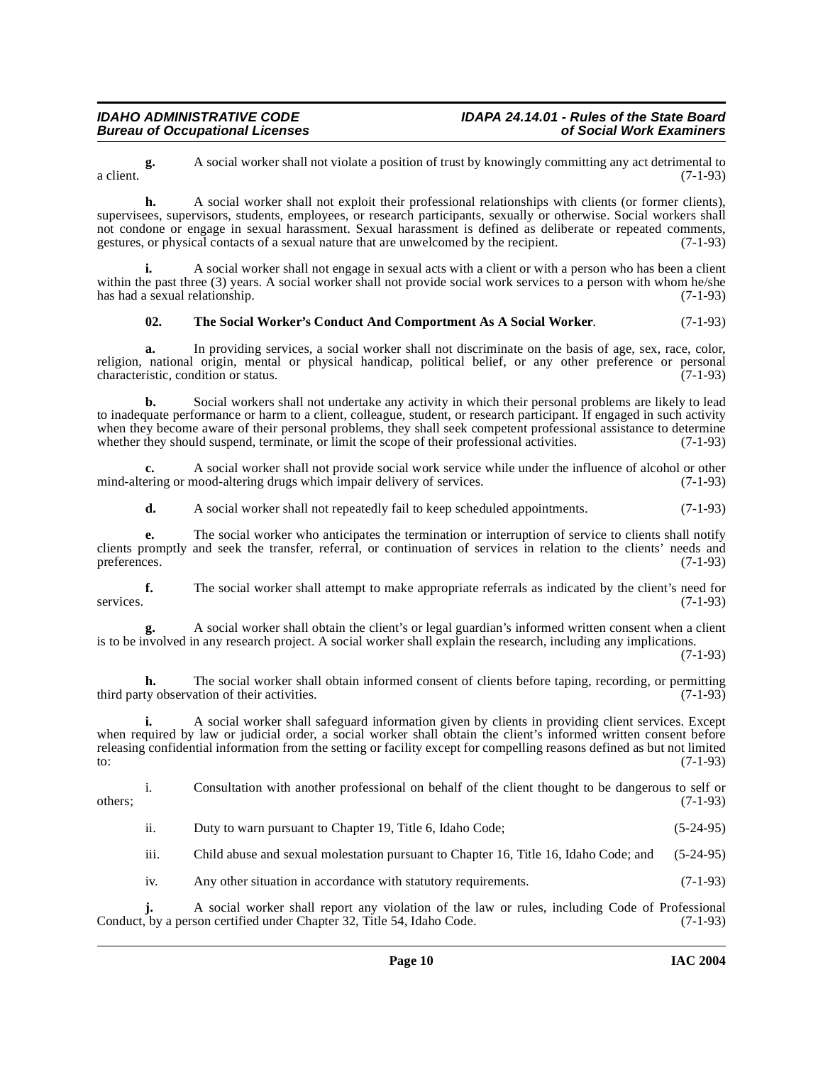**g.** A social worker shall not violate a position of trust by knowingly committing any act detrimental to a client. (7-1-93)

**h.** A social worker shall not exploit their professional relationships with clients (or former clients), supervisees, supervisors, students, employees, or research participants, sexually or otherwise. Social workers shall not condone or engage in sexual harassment. Sexual harassment is defined as deliberate or repeated comments, gestures, or physical contacts of a sexual nature that are unwelcomed by the recipient. (7-1-93)

**i.** A social worker shall not engage in sexual acts with a client or with a person who has been a client within the past three (3) years. A social worker shall not provide social work services to a person with whom he/she has had a sexual relationship. (7-1-93)

**02. The Social Worker's Conduct And Comportment As A Social Worker**. (7-1-93)

**a.** In providing services, a social worker shall not discriminate on the basis of age, sex, race, color, religion, national origin, mental or physical handicap, political belief, or any other preference or personal characteristic, condition or status. (7-1-93)

**b.** Social workers shall not undertake any activity in which their personal problems are likely to lead to inadequate performance or harm to a client, colleague, student, or research participant. If engaged in such activity when they become aware of their personal problems, they shall seek competent professional assistance to determine whether they should suspend, terminate, or limit the scope of their professional activities. (7-1-93)

**c.** A social worker shall not provide social work service while under the influence of alcohol or other mind-altering or mood-altering drugs which impair delivery of services. (7-1-93)

**d.** A social worker shall not repeatedly fail to keep scheduled appointments. (7-1-93)

**e.** The social worker who anticipates the termination or interruption of service to clients shall notify clients promptly and seek the transfer, referral, or continuation of services in relation to the clients' needs and preferences. (7-1-93)

**f.** The social worker shall attempt to make appropriate referrals as indicated by the client's need for services. (7-1-93)

**g.** A social worker shall obtain the client's or legal guardian's informed written consent when a client is to be involved in any research project. A social worker shall explain the research, including any implications. (7-1-93)

**h.** The social worker shall obtain informed consent of clients before taping, recording, or permitting third party observation of their activities. (7-1-93)

**i.** A social worker shall safeguard information given by clients in providing client services. Except when required by law or judicial order, a social worker shall obtain the client's informed written consent before releasing confidential information from the setting or facility except for compelling reasons defined as but not limited to: (7-1-93)

i. Consultation with another professional on behalf of the client thought to be dangerous to self or others; (7-1-93)

ii. Duty to warn pursuant to Chapter 19, Title 6, Idaho Code; (5-24-95)

iii. Child abuse and sexual molestation pursuant to Chapter 16, Title 16, Idaho Code; and (5-24-95)

iv. Any other situation in accordance with statutory requirements. (7-1-93)

**j.** A social worker shall report any violation of the law or rules, including Code of Professional Conduct, by a person certified under Chapter 32, Title 54, Idaho Code. (7-1-93)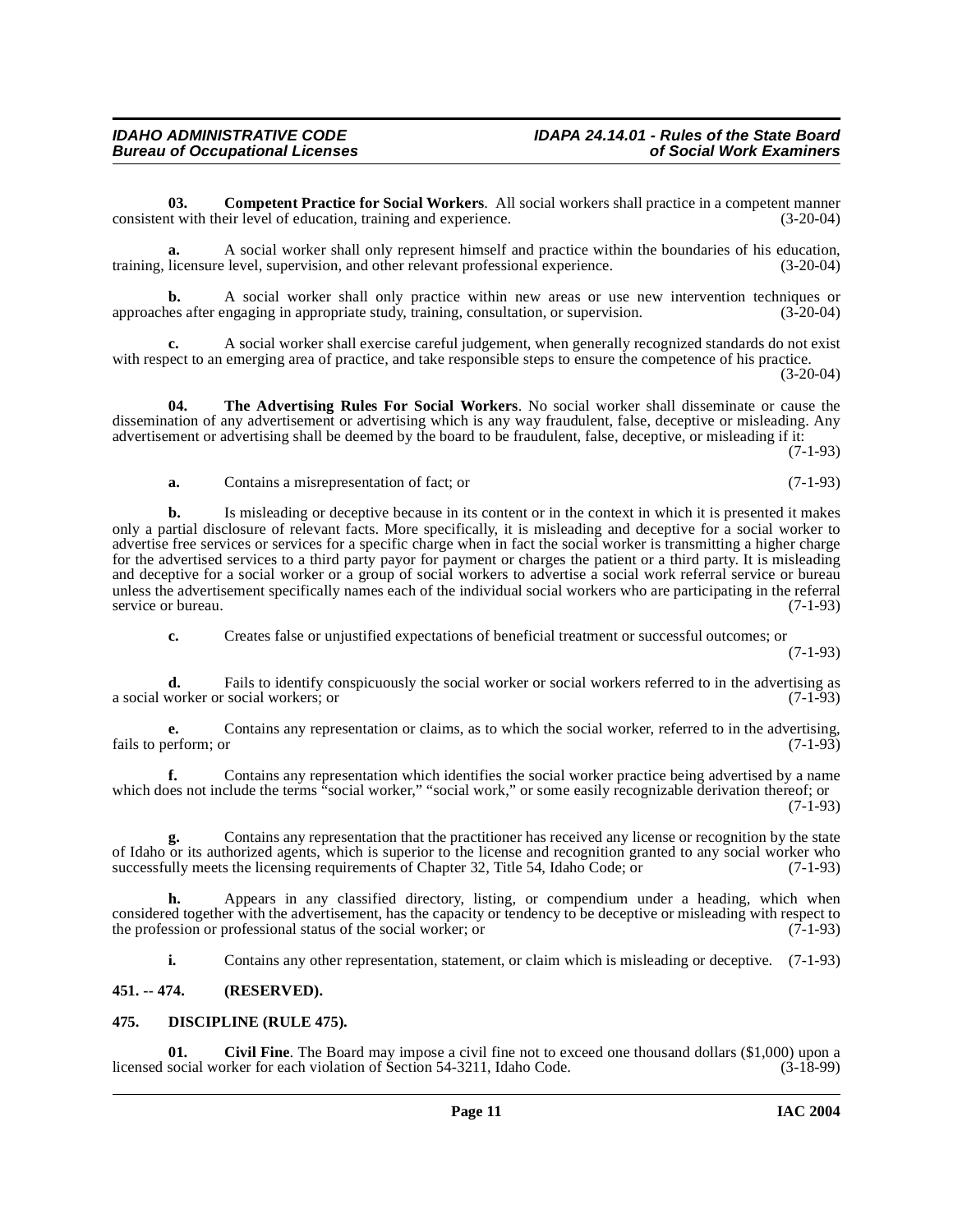**03. Competent Practice for Social Workers**. All social workers shall practice in a competent manner consistent with their level of education, training and experience. (3-20-04)

**a.** A social worker shall only represent himself and practice within the boundaries of his education, training, licensure level, supervision, and other relevant professional experience. (3-20-04)

**b.** A social worker shall only practice within new areas or use new intervention techniques or approaches after engaging in appropriate study, training, consultation, or supervision. (3-20-04)

**c.** A social worker shall exercise careful judgement, when generally recognized standards do not exist with respect to an emerging area of practice, and take responsible steps to ensure the competence of his practice. (3-20-04)

**04. The Advertising Rules For Social Workers**. No social worker shall disseminate or cause the dissemination of any advertisement or advertising which is any way fraudulent, false, deceptive or misleading. Any advertisement or advertising shall be deemed by the board to be fraudulent, false, deceptive, or misleading if it: (7-1-93)

**a.** Contains a misrepresentation of fact; or (7-1-93)

**b.** Is misleading or deceptive because in its content or in the context in which it is presented it makes only a partial disclosure of relevant facts. More specifically, it is misleading and deceptive for a social worker to advertise free services or services for a specific charge when in fact the social worker is transmitting a higher charge for the advertised services to a third party payor for payment or charges the patient or a third party. It is misleading and deceptive for a social worker or a group of social workers to advertise a social work referral service or bureau unless the advertisement specifically names each of the individual social workers who are participating in the referral service or bureau. (7-1-93)

**c.** Creates false or unjustified expectations of beneficial treatment or successful outcomes; or (7-1-93)

**d.** Fails to identify conspicuously the social worker or social workers referred to in the advertising as a social worker or social workers; or (7-1-93)

**e.** Contains any representation or claims, as to which the social worker, referred to in the advertising, fails to perform; or (7-1-93)

**f.** Contains any representation which identifies the social worker practice being advertised by a name which does not include the terms "social worker," "social work," or some easily recognizable derivation thereof; or (7-1-93)

**g.** Contains any representation that the practitioner has received any license or recognition by the state of Idaho or its authorized agents, which is superior to the license and recognition granted to any social worker who successfully meets the licensing requirements of Chapter 32, Title 54, Idaho Code; or (7-1-93)

**h.** Appears in any classified directory, listing, or compendium under a heading, which when considered together with the advertisement, has the capacity or tendency to be deceptive or misleading with respect to the profession or professional status of the social worker; or (7-1-93)

**i.** Contains any other representation, statement, or claim which is misleading or deceptive. (7-1-93)

## 451. -- 474. (RESERVED).

## 475. DISCIPLINE (RULE 475).

**01. Civil Fine**. The Board may impose a civil fine not to exceed one thousand dollars ($1,000) upon a licensed social worker for each violation of Section 54-3211, Idaho Code. (3-18-99)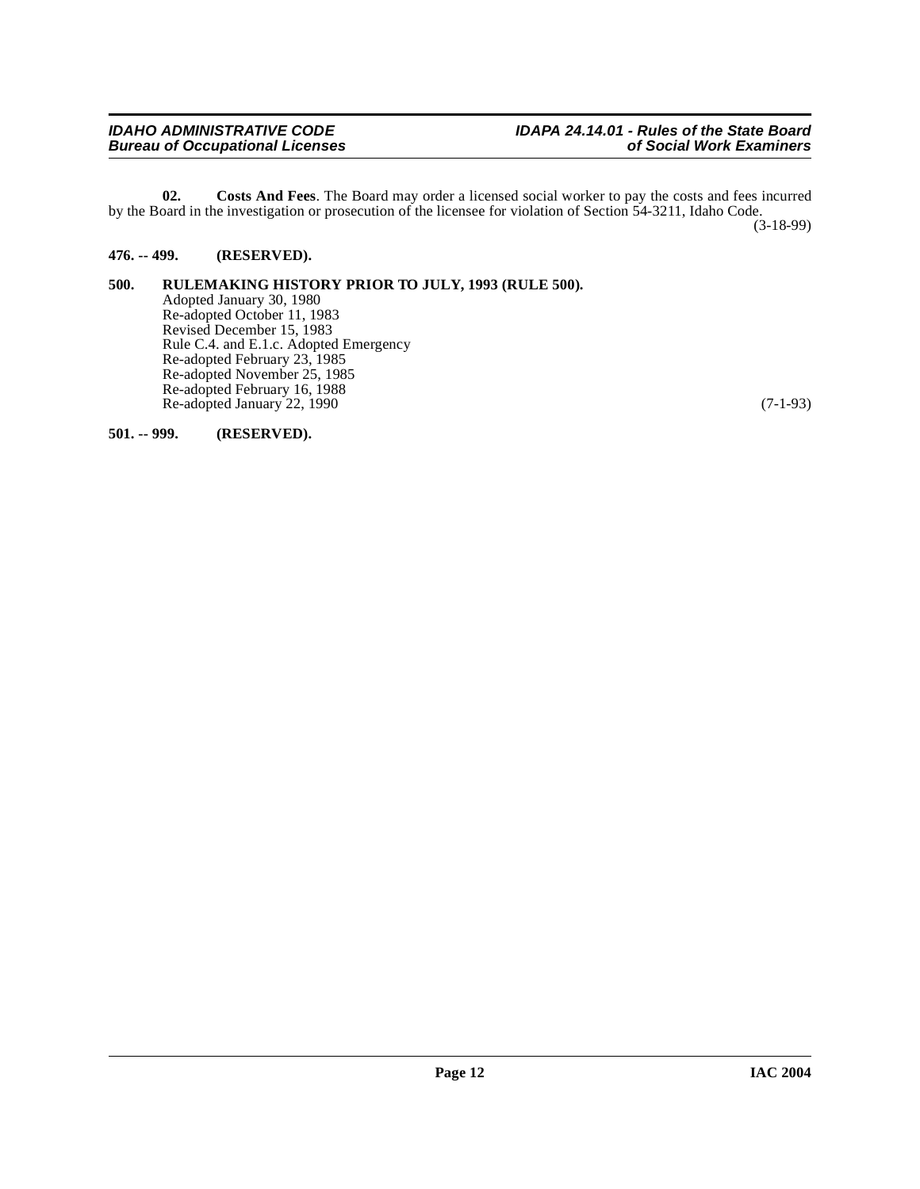**02. Costs And Fees**. The Board may order a licensed social worker to pay the costs and fees incurred by the Board in the investigation or prosecution of the licensee for violation of Section 54-3211, Idaho Code. (3-18-99)

**476. -- 499. (RESERVED).**

**500. RULEMAKING HISTORY PRIOR TO JULY, 1993 (RULE 500).**

Adopted January 30, 1980
Re-adopted October 11, 1983
Revised December 15, 1983
Rule C.4. and E.1.c. Adopted Emergency
Re-adopted February 23, 1985
Re-adopted November 25, 1985
Re-adopted February 16, 1988
Re-adopted January 22, 1990 (7-1-93)

**501. -- 999. (RESERVED).**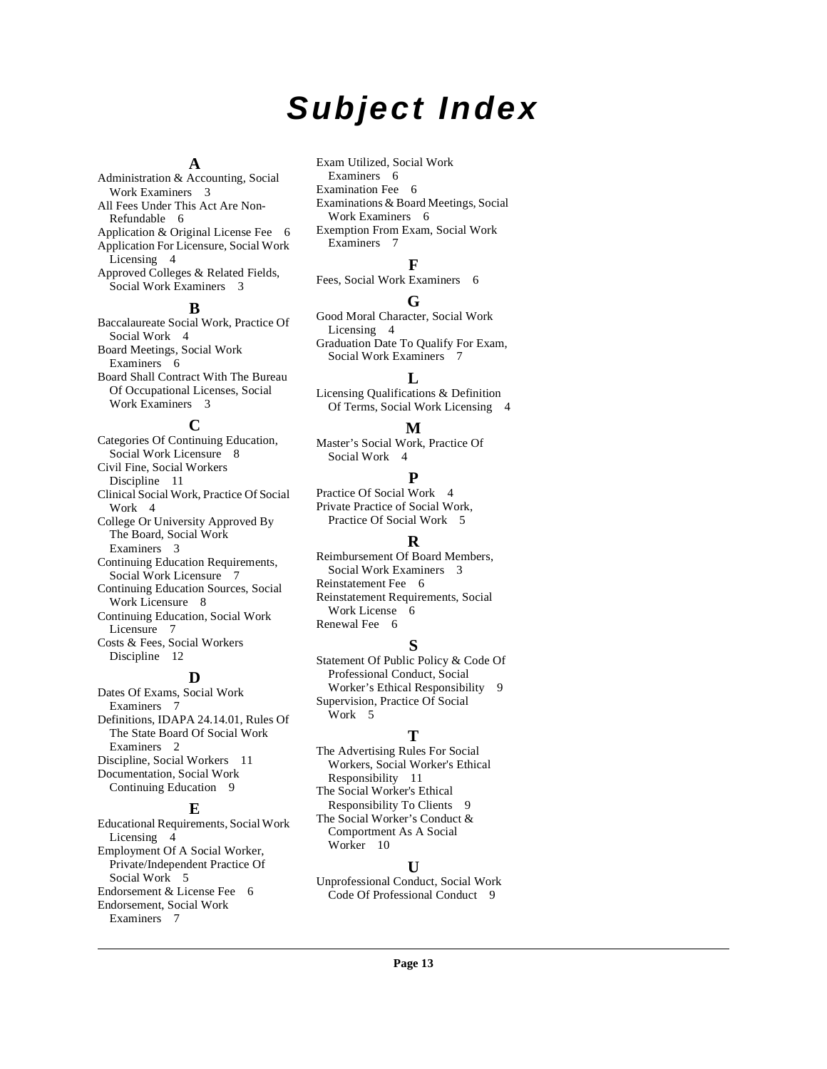# Subject Index

### A

Administration & Accounting, Social Work Examiners 3
All Fees Under This Act Are Non-Refundable 6
Application & Original License Fee 6
Application For Licensure, Social Work Licensing 4
Approved Colleges & Related Fields, Social Work Examiners 3

### B

Baccalaureate Social Work, Practice Of Social Work 4
Board Meetings, Social Work Examiners 6
Board Shall Contract With The Bureau Of Occupational Licenses, Social Work Examiners 3

### C

Categories Of Continuing Education, Social Work Licensure 8
Civil Fine, Social Workers Discipline 11
Clinical Social Work, Practice Of Social Work 4
College Or University Approved By The Board, Social Work Examiners 3
Continuing Education Requirements, Social Work Licensure 7
Continuing Education Sources, Social Work Licensure 8
Continuing Education, Social Work Licensure 7
Costs & Fees, Social Workers Discipline 12

### D

Dates Of Exams, Social Work Examiners 7
Definitions, IDAPA 24.14.01, Rules Of The State Board Of Social Work Examiners 2
Discipline, Social Workers 11
Documentation, Social Work Continuing Education 9

### E

Educational Requirements, Social Work Licensing 4
Employment Of A Social Worker, Private/Independent Practice Of Social Work 5
Endorsement & License Fee 6
Endorsement, Social Work Examiners 7
Exam Utilized, Social Work Examiners 6
Examination Fee 6
Examinations & Board Meetings, Social Work Examiners 6
Exemption From Exam, Social Work Examiners 7

### F

Fees, Social Work Examiners 6

### G

Good Moral Character, Social Work Licensing 4
Graduation Date To Qualify For Exam, Social Work Examiners 7

### L

Licensing Qualifications & Definition Of Terms, Social Work Licensing 4

### M

Master’s Social Work, Practice Of Social Work 4

### P

Practice Of Social Work 4
Private Practice of Social Work, Practice Of Social Work 5

### R

Reimbursement Of Board Members, Social Work Examiners 3
Reinstatement Fee 6
Reinstatement Requirements, Social Work License 6
Renewal Fee 6

### S

Statement Of Public Policy & Code Of Professional Conduct, Social Worker’s Ethical Responsibility 9
Supervision, Practice Of Social Work 5

### T

The Advertising Rules For Social Workers, Social Worker's Ethical Responsibility 11
The Social Worker's Ethical Responsibility To Clients 9
The Social Worker’s Conduct & Comportment As A Social Worker 10

### U

Unprofessional Conduct, Social Work Code Of Professional Conduct 9